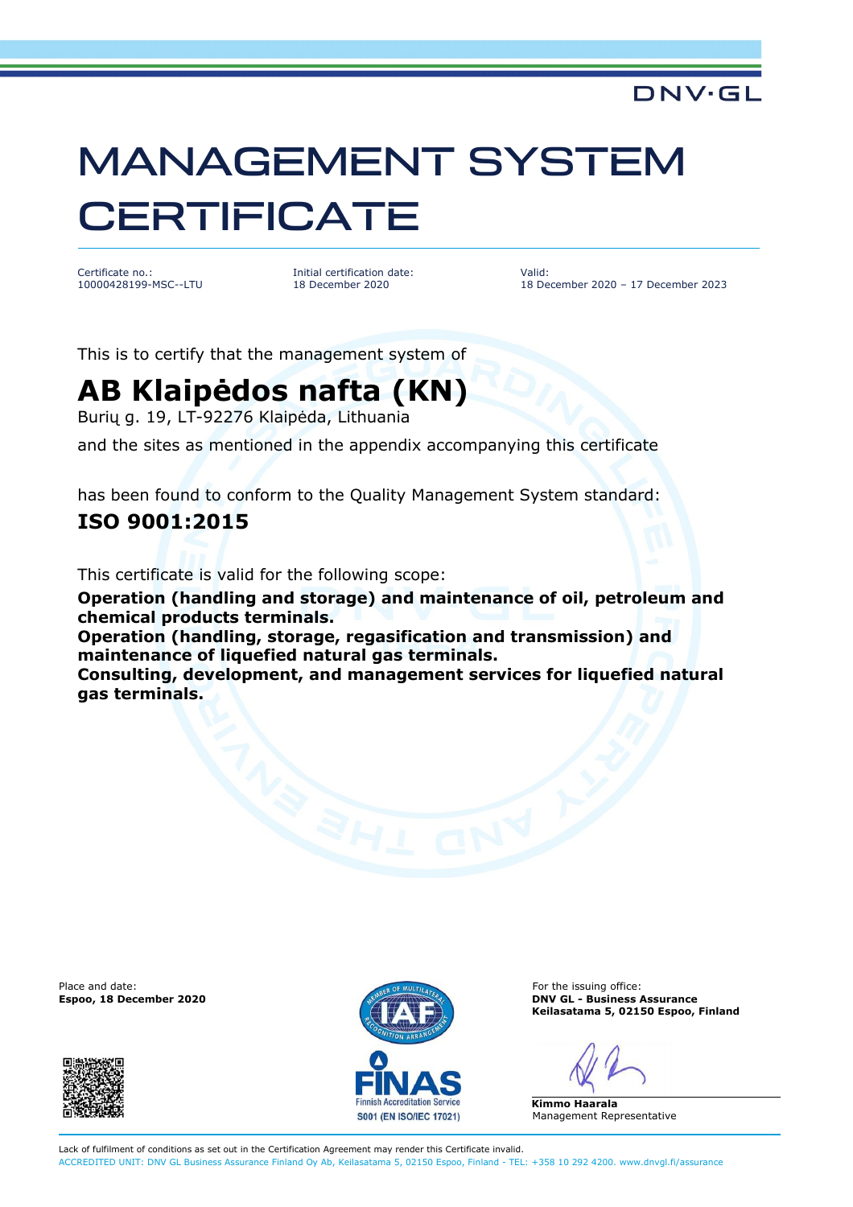DNV·GL

# MANAGEMENT SYSTEM CERTIFICATE

| Certificate no.: | Initial certification date: | Valid: |
| --- | --- | --- |
| 10000428199-MSC--LTU | 18 December 2020 | 18 December 2020 – 17 December 2023 |

This is to certify that the management system of

## AB Klaipėdos nafta (KN)

Burių g. 19, LT-92276 Klaipėda, Lithuania

and the sites as mentioned in the appendix accompanying this certificate

has been found to conform to the Quality Management System standard:

### ISO 9001:2015

This certificate is valid for the following scope:

**Operation (handling and storage) and maintenance of oil, petroleum and chemical products terminals.**
**Operation (handling, storage, regasification and transmission) and maintenance of liquefied natural gas terminals.**
**Consulting, development, and management services for liquefied natural gas terminals.**

Place and date:
**Espoo, 18 December 2020**

FINAS
Finnish Accreditation Service
S001 (EN ISO/IEC 17021)

For the issuing office:
**DNV GL - Business Assurance**
**Keilasatama 5, 02150 Espoo, Finland**

**Kimmo Haarala**
Management Representative

Lack of fulfilment of conditions as set out in the Certification Agreement may render this Certificate invalid.
ACCREDITED UNIT: DNV GL Business Assurance Finland Oy Ab, Keilasatama 5, 02150 Espoo, Finland - TEL: +358 10 292 4200. www.dnvgl.fi/assurance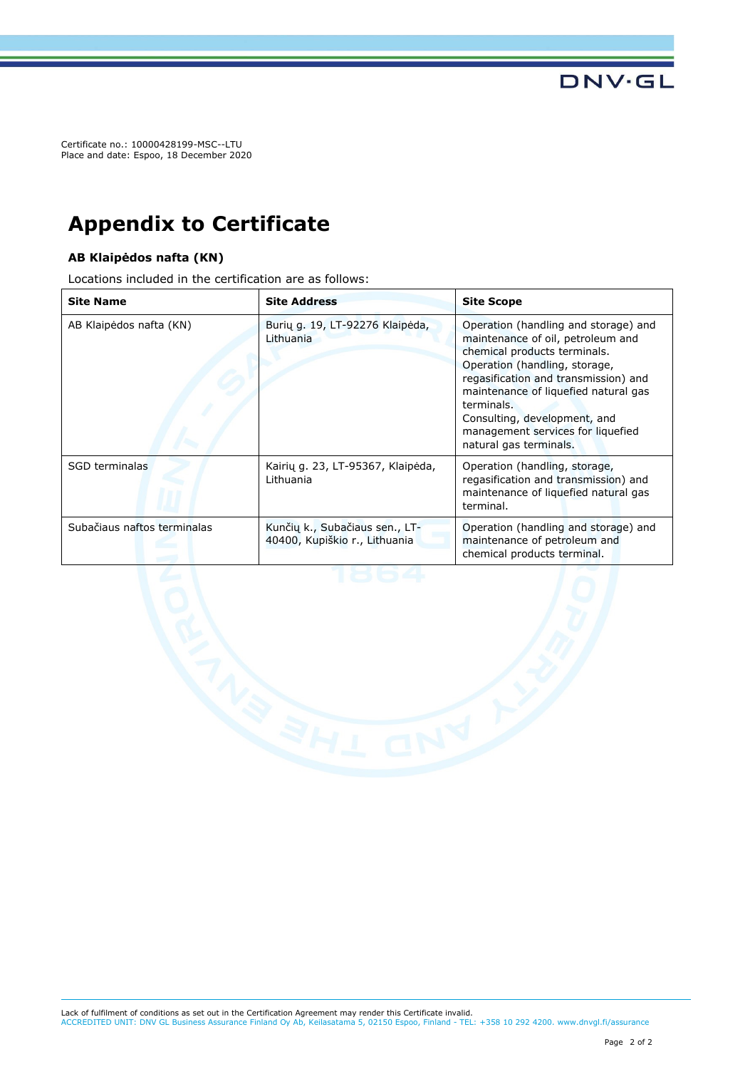Certificate no.: 10000428199-MSC--LTU
Place and date: Espoo, 18 December 2020

# Appendix to Certificate

### AB Klaipėdos nafta (KN)

Locations included in the certification are as follows:

| Site Name | Site Address | Site Scope |
|---|---|---|
| AB Klaipėdos nafta (KN) | Burių g. 19, LT-92276 Klaipėda, Lithuania | Operation (handling and storage) and maintenance of oil, petroleum and chemical products terminals. Operation (handling, storage, regasification and transmission) and maintenance of liquefied natural gas terminals. Consulting, development, and management services for liquefied natural gas terminals. |
| SGD terminalas | Kairių g. 23, LT-95367, Klaipėda, Lithuania | Operation (handling, storage, regasification and transmission) and maintenance of liquefied natural gas terminal. |
| Subačiaus naftos terminalas | Kunčių k., Subačiaus sen., LT-40400, Kupiškio r., Lithuania | Operation (handling and storage) and maintenance of petroleum and chemical products terminal. |

Lack of fulfilment of conditions as set out in the Certification Agreement may render this Certificate invalid.
ACCREDITED UNIT: DNV GL Business Assurance Finland Oy Ab, Keilasatama 5, 02150 Espoo, Finland - TEL: +358 10 292 4200. www.dnvgl.fi/assurance